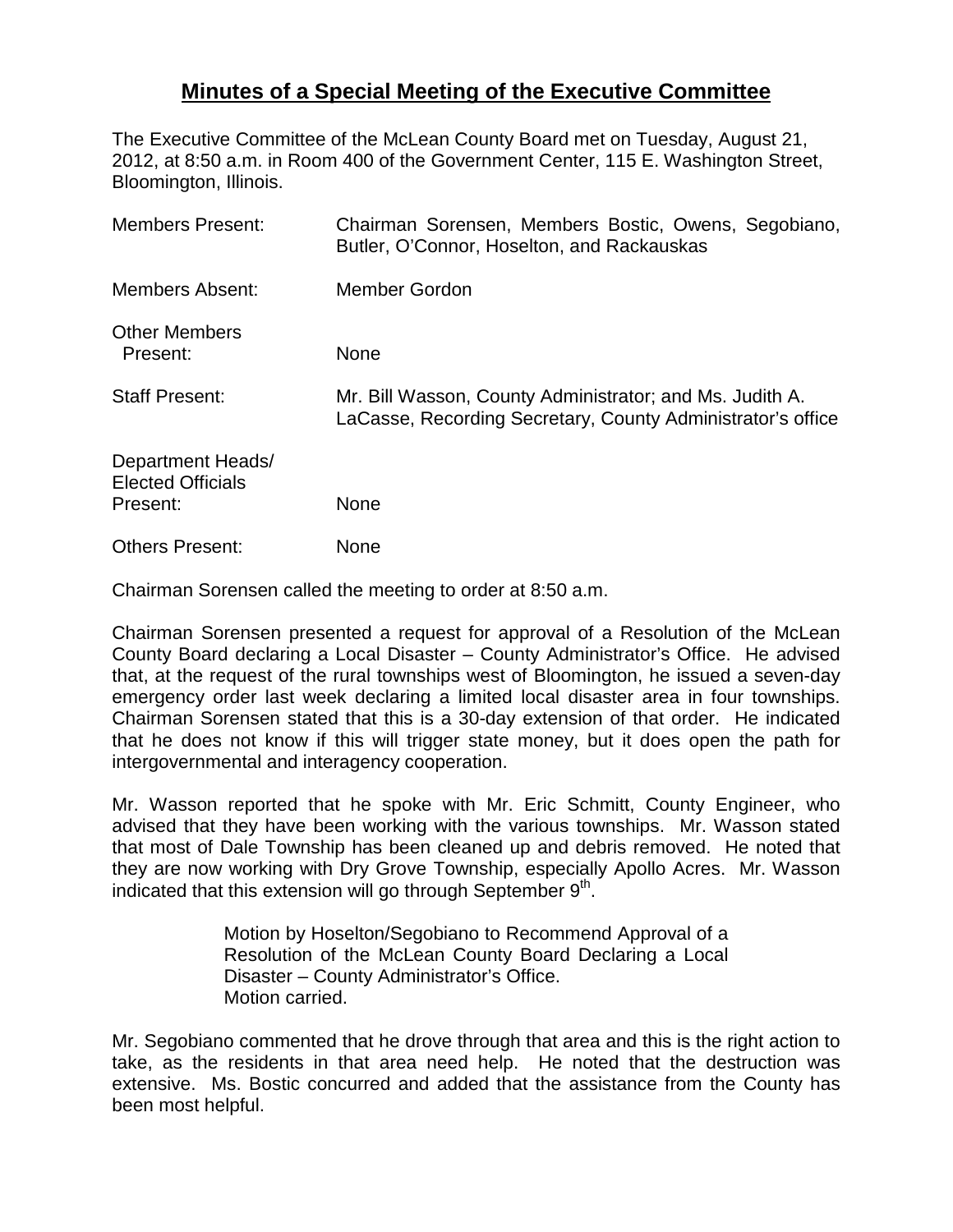# Minutes of a Special Meeting of the Executive Committee

The Executive Committee of the McLean County Board met on Tuesday, August 21, 2012, at 8:50 a.m. in Room 400 of the Government Center, 115 E. Washington Street, Bloomington, Illinois.

| | |
|---|---|
| Members Present: | Chairman Sorensen, Members Bostic, Owens, Segobiano, Butler, O'Connor, Hoselton, and Rackauskas |
| Members Absent: | Member Gordon |
| Other Members Present: | None |
| Staff Present: | Mr. Bill Wasson, County Administrator; and Ms. Judith A. LaCasse, Recording Secretary, County Administrator's office |
| Department Heads/ Elected Officials Present: | None |
| Others Present: | None |

Chairman Sorensen called the meeting to order at 8:50 a.m.

Chairman Sorensen presented a request for approval of a Resolution of the McLean County Board declaring a Local Disaster – County Administrator's Office. He advised that, at the request of the rural townships west of Bloomington, he issued a seven-day emergency order last week declaring a limited local disaster area in four townships. Chairman Sorensen stated that this is a 30-day extension of that order. He indicated that he does not know if this will trigger state money, but it does open the path for intergovernmental and interagency cooperation.

Mr. Wasson reported that he spoke with Mr. Eric Schmitt, County Engineer, who advised that they have been working with the various townships. Mr. Wasson stated that most of Dale Township has been cleaned up and debris removed. He noted that they are now working with Dry Grove Township, especially Apollo Acres. Mr. Wasson indicated that this extension will go through September 9th.

> Motion by Hoselton/Segobiano to Recommend Approval of a Resolution of the McLean County Board Declaring a Local Disaster – County Administrator's Office.
> Motion carried.

Mr. Segobiano commented that he drove through that area and this is the right action to take, as the residents in that area need help. He noted that the destruction was extensive. Ms. Bostic concurred and added that the assistance from the County has been most helpful.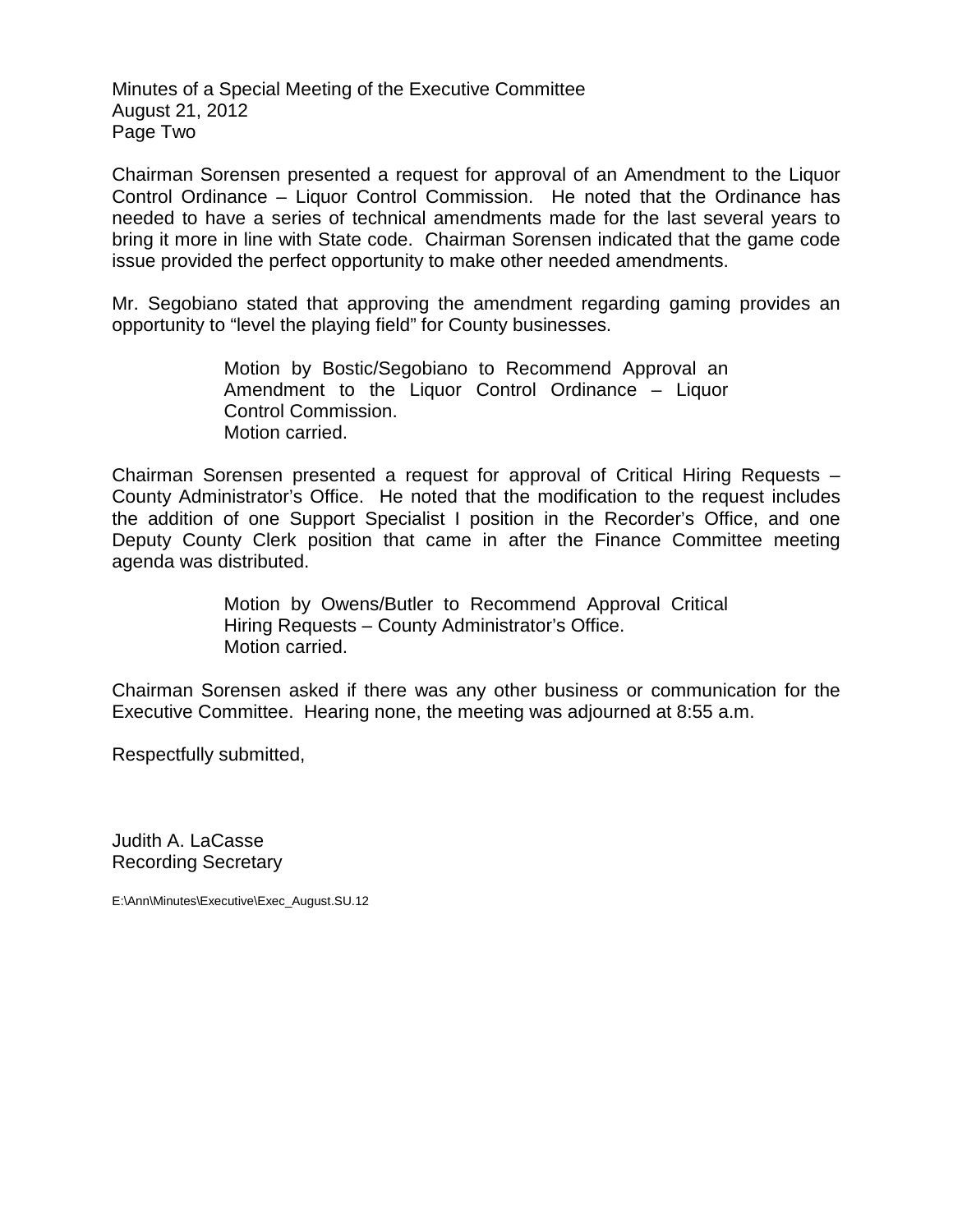Chairman Sorensen presented a request for approval of an Amendment to the Liquor Control Ordinance – Liquor Control Commission. He noted that the Ordinance has needed to have a series of technical amendments made for the last several years to bring it more in line with State code. Chairman Sorensen indicated that the game code issue provided the perfect opportunity to make other needed amendments.

Mr. Segobiano stated that approving the amendment regarding gaming provides an opportunity to "level the playing field" for County businesses.

> Motion by Bostic/Segobiano to Recommend Approval an Amendment to the Liquor Control Ordinance – Liquor Control Commission.
> Motion carried.

Chairman Sorensen presented a request for approval of Critical Hiring Requests – County Administrator's Office. He noted that the modification to the request includes the addition of one Support Specialist I position in the Recorder's Office, and one Deputy County Clerk position that came in after the Finance Committee meeting agenda was distributed.

> Motion by Owens/Butler to Recommend Approval Critical Hiring Requests – County Administrator's Office.
> Motion carried.

Chairman Sorensen asked if there was any other business or communication for the Executive Committee. Hearing none, the meeting was adjourned at 8:55 a.m.

Respectfully submitted,

Judith A. LaCasse
Recording Secretary

E:\Ann\Minutes\Executive\Exec_August.SU.12